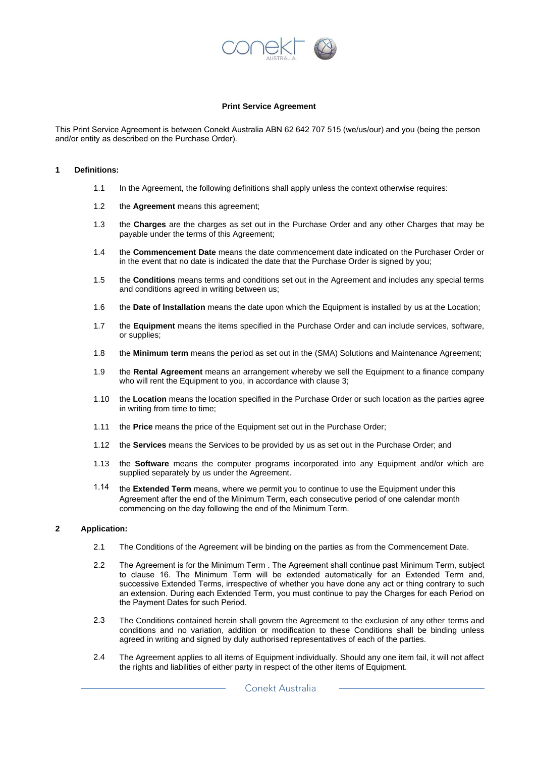# Print Service Agreement

This Print Service Agreement is between Conekt Australia ABN 62 642 707 515 (we/us/our) and you (being the person and/or entity as described on the Purchase Order).

## 1 Definitions:

1.1 In the Agreement, the following definitions shall apply unless the context otherwise requires:

1.2 the **Agreement** means this agreement;

1.3 the **Charges** are the charges as set out in the Purchase Order and any other Charges that may be payable under the terms of this Agreement;

1.4 the **Commencement Date** means the date commencement date indicated on the Purchaser Order or in the event that no date is indicated the date that the Purchase Order is signed by you;

1.5 the **Conditions** means terms and conditions set out in the Agreement and includes any special terms and conditions agreed in writing between us;

1.6 the **Date of Installation** means the date upon which the Equipment is installed by us at the Location;

1.7 the **Equipment** means the items specified in the Purchase Order and can include services, software, or supplies;

1.8 the **Minimum term** means the period as set out in the (SMA) Solutions and Maintenance Agreement;

1.9 the **Rental Agreement** means an arrangement whereby we sell the Equipment to a finance company who will rent the Equipment to you, in accordance with clause 3;

1.10 the **Location** means the location specified in the Purchase Order or such location as the parties agree in writing from time to time;

1.11 the **Price** means the price of the Equipment set out in the Purchase Order;

1.12 the **Services** means the Services to be provided by us as set out in the Purchase Order; and

1.13 the **Software** means the computer programs incorporated into any Equipment and/or which are supplied separately by us under the Agreement.

1.14 the **Extended Term** means, where we permit you to continue to use the Equipment under this Agreement after the end of the Minimum Term, each consecutive period of one calendar month commencing on the day following the end of the Minimum Term.

## 2 Application:

2.1 The Conditions of the Agreement will be binding on the parties as from the Commencement Date.

2.2 The Agreement is for the Minimum Term . The Agreement shall continue past Minimum Term, subject to clause 16. The Minimum Term will be extended automatically for an Extended Term and, successive Extended Terms, irrespective of whether you have done any act or thing contrary to such an extension. During each Extended Term, you must continue to pay the Charges for each Period on the Payment Dates for such Period.

2.3 The Conditions contained herein shall govern the Agreement to the exclusion of any other terms and conditions and no variation, addition or modification to these Conditions shall be binding unless agreed in writing and signed by duly authorised representatives of each of the parties.

2.4 The Agreement applies to all items of Equipment individually. Should any one item fail, it will not affect the rights and liabilities of either party in respect of the other items of Equipment.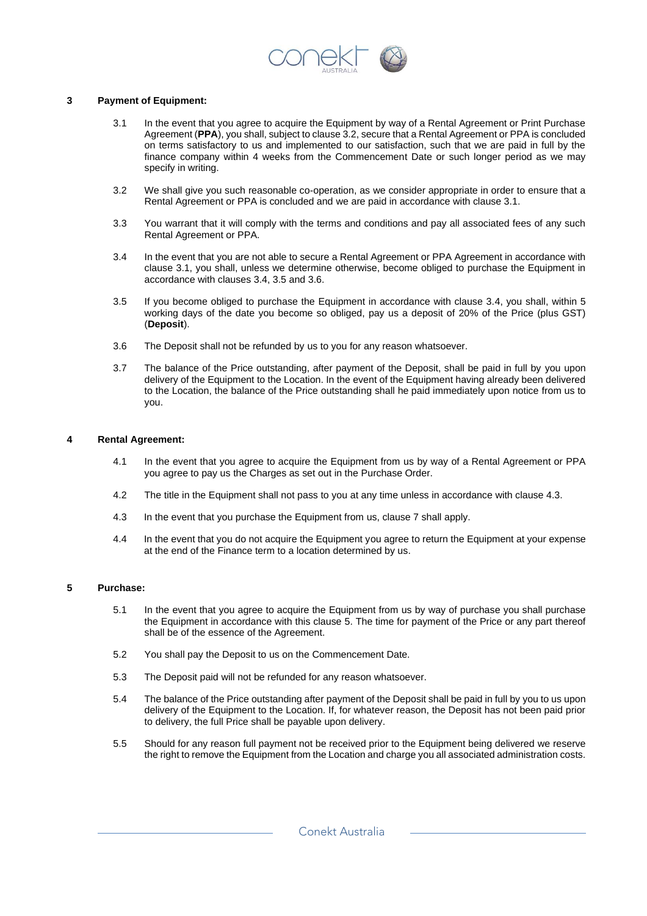## 3 Payment of Equipment:

3.1 In the event that you agree to acquire the Equipment by way of a Rental Agreement or Print Purchase Agreement (**PPA**), you shall, subject to clause 3.2, secure that a Rental Agreement or PPA is concluded on terms satisfactory to us and implemented to our satisfaction, such that we are paid in full by the finance company within 4 weeks from the Commencement Date or such longer period as we may specify in writing.

3.2 We shall give you such reasonable co-operation, as we consider appropriate in order to ensure that a Rental Agreement or PPA is concluded and we are paid in accordance with clause 3.1.

3.3 You warrant that it will comply with the terms and conditions and pay all associated fees of any such Rental Agreement or PPA.

3.4 In the event that you are not able to secure a Rental Agreement or PPA Agreement in accordance with clause 3.1, you shall, unless we determine otherwise, become obliged to purchase the Equipment in accordance with clauses 3.4, 3.5 and 3.6.

3.5 If you become obliged to purchase the Equipment in accordance with clause 3.4, you shall, within 5 working days of the date you become so obliged, pay us a deposit of 20% of the Price (plus GST) (**Deposit**).

3.6 The Deposit shall not be refunded by us to you for any reason whatsoever.

3.7 The balance of the Price outstanding, after payment of the Deposit, shall be paid in full by you upon delivery of the Equipment to the Location. In the event of the Equipment having already been delivered to the Location, the balance of the Price outstanding shall he paid immediately upon notice from us to you.

## 4 Rental Agreement:

4.1 In the event that you agree to acquire the Equipment from us by way of a Rental Agreement or PPA you agree to pay us the Charges as set out in the Purchase Order.

4.2 The title in the Equipment shall not pass to you at any time unless in accordance with clause 4.3.

4.3 In the event that you purchase the Equipment from us, clause 7 shall apply.

4.4 In the event that you do not acquire the Equipment you agree to return the Equipment at your expense at the end of the Finance term to a location determined by us.

## 5 Purchase:

5.1 In the event that you agree to acquire the Equipment from us by way of purchase you shall purchase the Equipment in accordance with this clause 5. The time for payment of the Price or any part thereof shall be of the essence of the Agreement.

5.2 You shall pay the Deposit to us on the Commencement Date.

5.3 The Deposit paid will not be refunded for any reason whatsoever.

5.4 The balance of the Price outstanding after payment of the Deposit shall be paid in full by you to us upon delivery of the Equipment to the Location. If, for whatever reason, the Deposit has not been paid prior to delivery, the full Price shall be payable upon delivery.

5.5 Should for any reason full payment not be received prior to the Equipment being delivered we reserve the right to remove the Equipment from the Location and charge you all associated administration costs.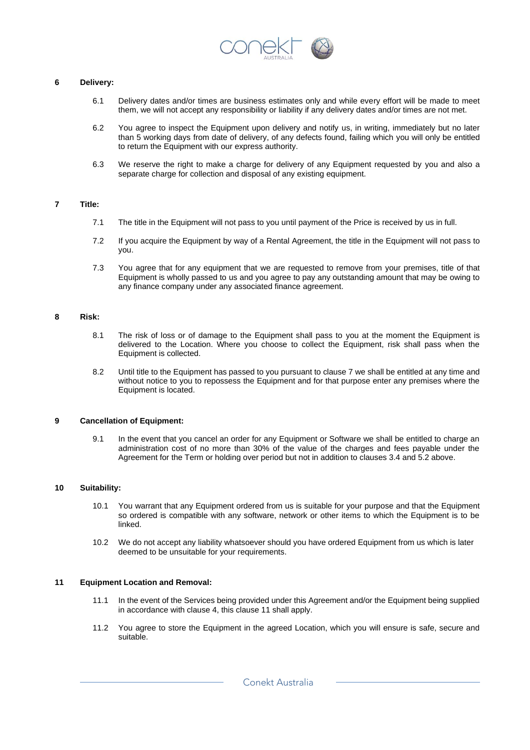## 6 Delivery:

6.1 Delivery dates and/or times are business estimates only and while every effort will be made to meet them, we will not accept any responsibility or liability if any delivery dates and/or times are not met.

6.2 You agree to inspect the Equipment upon delivery and notify us, in writing, immediately but no later than 5 working days from date of delivery, of any defects found, failing which you will only be entitled to return the Equipment with our express authority.

6.3 We reserve the right to make a charge for delivery of any Equipment requested by you and also a separate charge for collection and disposal of any existing equipment.

## 7 Title:

7.1 The title in the Equipment will not pass to you until payment of the Price is received by us in full.

7.2 If you acquire the Equipment by way of a Rental Agreement, the title in the Equipment will not pass to you.

7.3 You agree that for any equipment that we are requested to remove from your premises, title of that Equipment is wholly passed to us and you agree to pay any outstanding amount that may be owing to any finance company under any associated finance agreement.

## 8 Risk:

8.1 The risk of loss or of damage to the Equipment shall pass to you at the moment the Equipment is delivered to the Location. Where you choose to collect the Equipment, risk shall pass when the Equipment is collected.

8.2 Until title to the Equipment has passed to you pursuant to clause 7 we shall be entitled at any time and without notice to you to repossess the Equipment and for that purpose enter any premises where the Equipment is located.

## 9 Cancellation of Equipment:

9.1 In the event that you cancel an order for any Equipment or Software we shall be entitled to charge an administration cost of no more than 30% of the value of the charges and fees payable under the Agreement for the Term or holding over period but not in addition to clauses 3.4 and 5.2 above.

## 10 Suitability:

10.1 You warrant that any Equipment ordered from us is suitable for your purpose and that the Equipment so ordered is compatible with any software, network or other items to which the Equipment is to be linked.

10.2 We do not accept any liability whatsoever should you have ordered Equipment from us which is later deemed to be unsuitable for your requirements.

## 11 Equipment Location and Removal:

11.1 In the event of the Services being provided under this Agreement and/or the Equipment being supplied in accordance with clause 4, this clause 11 shall apply.

11.2 You agree to store the Equipment in the agreed Location, which you will ensure is safe, secure and suitable.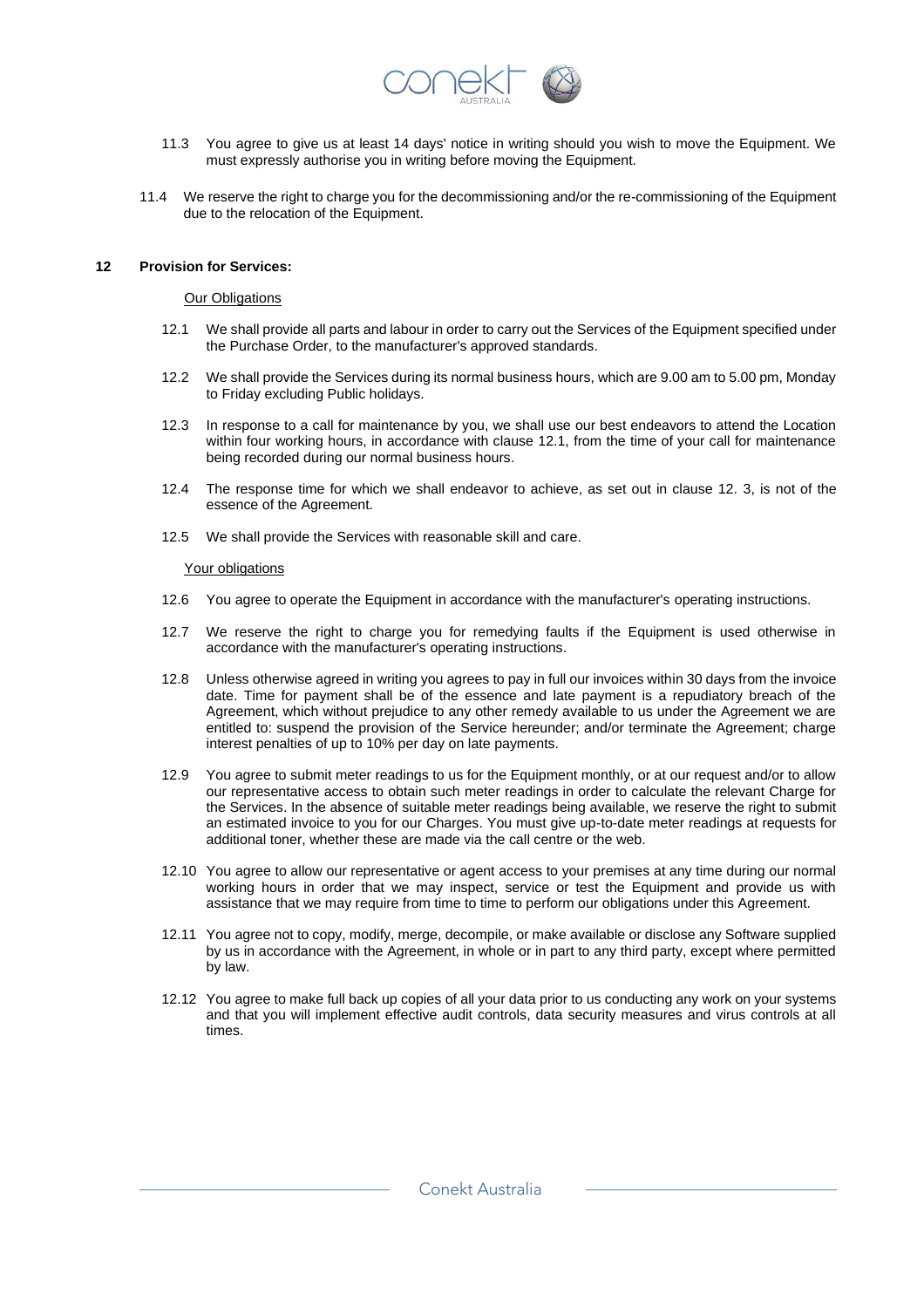11.3 You agree to give us at least 14 days' notice in writing should you wish to move the Equipment. We must expressly authorise you in writing before moving the Equipment.

11.4 We reserve the right to charge you for the decommissioning and/or the re-commissioning of the Equipment due to the relocation of the Equipment.

**12 Provision for Services:**

Our Obligations

12.1 We shall provide all parts and labour in order to carry out the Services of the Equipment specified under the Purchase Order, to the manufacturer's approved standards.

12.2 We shall provide the Services during its normal business hours, which are 9.00 am to 5.00 pm, Monday to Friday excluding Public holidays.

12.3 In response to a call for maintenance by you, we shall use our best endeavors to attend the Location within four working hours, in accordance with clause 12.1, from the time of your call for maintenance being recorded during our normal business hours.

12.4 The response time for which we shall endeavor to achieve, as set out in clause 12. 3, is not of the essence of the Agreement.

12.5 We shall provide the Services with reasonable skill and care.

Your obligations

12.6 You agree to operate the Equipment in accordance with the manufacturer's operating instructions.

12.7 We reserve the right to charge you for remedying faults if the Equipment is used otherwise in accordance with the manufacturer's operating instructions.

12.8 Unless otherwise agreed in writing you agrees to pay in full our invoices within 30 days from the invoice date. Time for payment shall be of the essence and late payment is a repudiatory breach of the Agreement, which without prejudice to any other remedy available to us under the Agreement we are entitled to: suspend the provision of the Service hereunder; and/or terminate the Agreement; charge interest penalties of up to 10% per day on late payments.

12.9 You agree to submit meter readings to us for the Equipment monthly, or at our request and/or to allow our representative access to obtain such meter readings in order to calculate the relevant Charge for the Services. In the absence of suitable meter readings being available, we reserve the right to submit an estimated invoice to you for our Charges. You must give up-to-date meter readings at requests for additional toner, whether these are made via the call centre or the web.

12.10 You agree to allow our representative or agent access to your premises at any time during our normal working hours in order that we may inspect, service or test the Equipment and provide us with assistance that we may require from time to time to perform our obligations under this Agreement.

12.11 You agree not to copy, modify, merge, decompile, or make available or disclose any Software supplied by us in accordance with the Agreement, in whole or in part to any third party, except where permitted by law.

12.12 You agree to make full back up copies of all your data prior to us conducting any work on your systems and that you will implement effective audit controls, data security measures and virus controls at all times.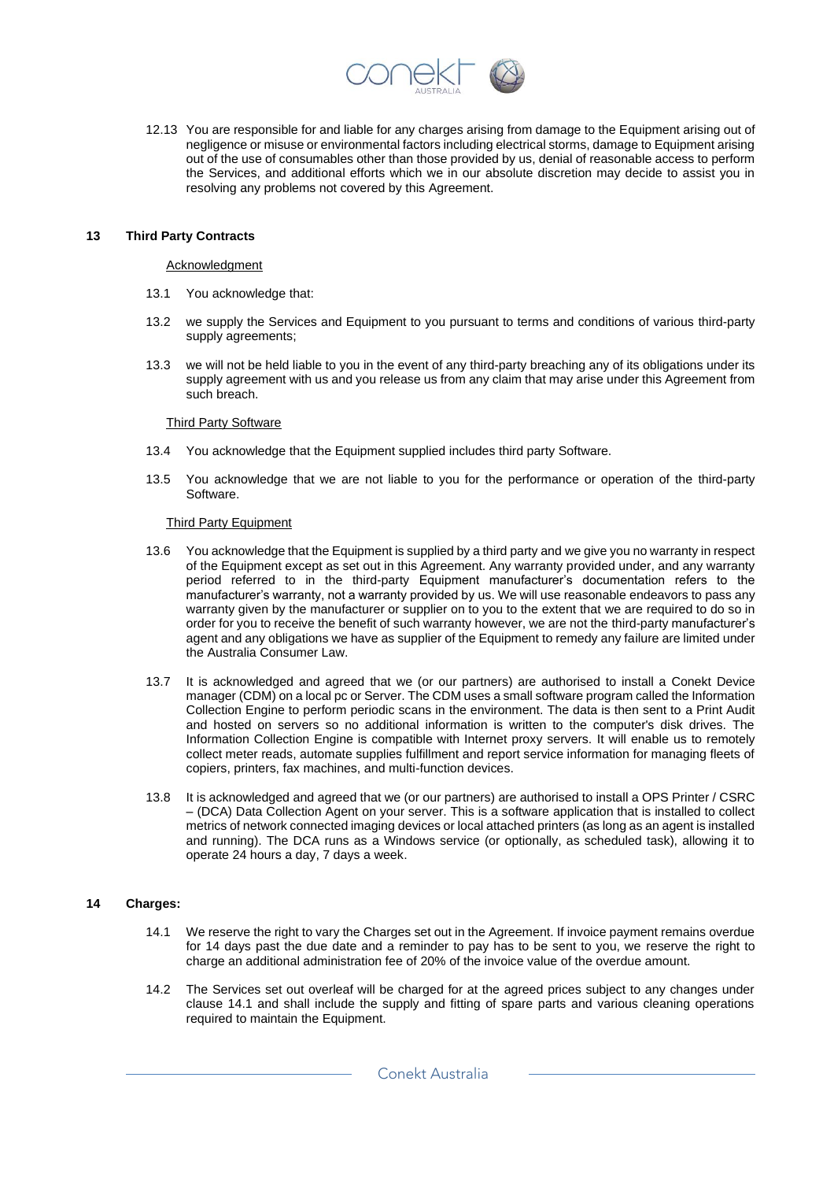12.13 You are responsible for and liable for any charges arising from damage to the Equipment arising out of negligence or misuse or environmental factors including electrical storms, damage to Equipment arising out of the use of consumables other than those provided by us, denial of reasonable access to perform the Services, and additional efforts which we in our absolute discretion may decide to assist you in resolving any problems not covered by this Agreement.

## 13 Third Party Contracts

Acknowledgment

13.1 You acknowledge that:

13.2 we supply the Services and Equipment to you pursuant to terms and conditions of various third-party supply agreements;

13.3 we will not be held liable to you in the event of any third-party breaching any of its obligations under its supply agreement with us and you release us from any claim that may arise under this Agreement from such breach.

Third Party Software

13.4 You acknowledge that the Equipment supplied includes third party Software.

13.5 You acknowledge that we are not liable to you for the performance or operation of the third-party Software.

Third Party Equipment

13.6 You acknowledge that the Equipment is supplied by a third party and we give you no warranty in respect of the Equipment except as set out in this Agreement. Any warranty provided under, and any warranty period referred to in the third-party Equipment manufacturer's documentation refers to the manufacturer's warranty, not a warranty provided by us. We will use reasonable endeavors to pass any warranty given by the manufacturer or supplier on to you to the extent that we are required to do so in order for you to receive the benefit of such warranty however, we are not the third-party manufacturer's agent and any obligations we have as supplier of the Equipment to remedy any failure are limited under the Australia Consumer Law.

13.7 It is acknowledged and agreed that we (or our partners) are authorised to install a Conekt Device manager (CDM) on a local pc or Server. The CDM uses a small software program called the Information Collection Engine to perform periodic scans in the environment. The data is then sent to a Print Audit and hosted on servers so no additional information is written to the computer's disk drives. The Information Collection Engine is compatible with Internet proxy servers. It will enable us to remotely collect meter reads, automate supplies fulfillment and report service information for managing fleets of copiers, printers, fax machines, and multi-function devices.

13.8 It is acknowledged and agreed that we (or our partners) are authorised to install a OPS Printer / CSRC – (DCA) Data Collection Agent on your server. This is a software application that is installed to collect metrics of network connected imaging devices or local attached printers (as long as an agent is installed and running). The DCA runs as a Windows service (or optionally, as scheduled task), allowing it to operate 24 hours a day, 7 days a week.

## 14 Charges:

14.1 We reserve the right to vary the Charges set out in the Agreement. If invoice payment remains overdue for 14 days past the due date and a reminder to pay has to be sent to you, we reserve the right to charge an additional administration fee of 20% of the invoice value of the overdue amount.

14.2 The Services set out overleaf will be charged for at the agreed prices subject to any changes under clause 14.1 and shall include the supply and fitting of spare parts and various cleaning operations required to maintain the Equipment.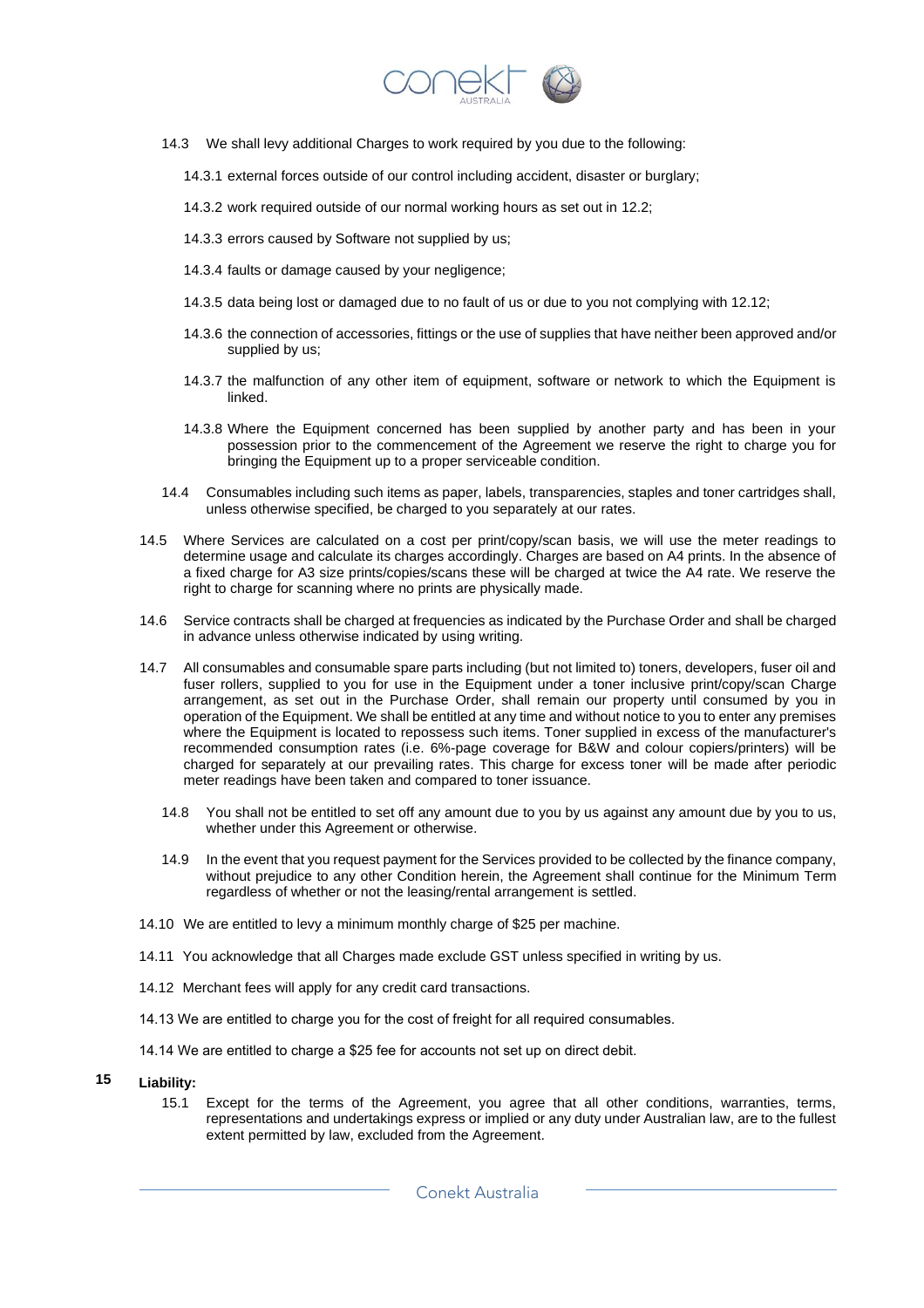14.3 We shall levy additional Charges to work required by you due to the following:

14.3.1 external forces outside of our control including accident, disaster or burglary;

14.3.2 work required outside of our normal working hours as set out in 12.2;

14.3.3 errors caused by Software not supplied by us;

14.3.4 faults or damage caused by your negligence;

14.3.5 data being lost or damaged due to no fault of us or due to you not complying with 12.12;

14.3.6 the connection of accessories, fittings or the use of supplies that have neither been approved and/or supplied by us;

14.3.7 the malfunction of any other item of equipment, software or network to which the Equipment is linked.

14.3.8 Where the Equipment concerned has been supplied by another party and has been in your possession prior to the commencement of the Agreement we reserve the right to charge you for bringing the Equipment up to a proper serviceable condition.

14.4 Consumables including such items as paper, labels, transparencies, staples and toner cartridges shall, unless otherwise specified, be charged to you separately at our rates.

14.5 Where Services are calculated on a cost per print/copy/scan basis, we will use the meter readings to determine usage and calculate its charges accordingly. Charges are based on A4 prints. In the absence of a fixed charge for A3 size prints/copies/scans these will be charged at twice the A4 rate. We reserve the right to charge for scanning where no prints are physically made.

14.6 Service contracts shall be charged at frequencies as indicated by the Purchase Order and shall be charged in advance unless otherwise indicated by using writing.

14.7 All consumables and consumable spare parts including (but not limited to) toners, developers, fuser oil and fuser rollers, supplied to you for use in the Equipment under a toner inclusive print/copy/scan Charge arrangement, as set out in the Purchase Order, shall remain our property until consumed by you in operation of the Equipment. We shall be entitled at any time and without notice to you to enter any premises where the Equipment is located to repossess such items. Toner supplied in excess of the manufacturer's recommended consumption rates (i.e. 6%-page coverage for B&W and colour copiers/printers) will be charged for separately at our prevailing rates. This charge for excess toner will be made after periodic meter readings have been taken and compared to toner issuance.

14.8 You shall not be entitled to set off any amount due to you by us against any amount due by you to us, whether under this Agreement or otherwise.

14.9 In the event that you request payment for the Services provided to be collected by the finance company, without prejudice to any other Condition herein, the Agreement shall continue for the Minimum Term regardless of whether or not the leasing/rental arrangement is settled.

14.10 We are entitled to levy a minimum monthly charge of $25 per machine.

14.11 You acknowledge that all Charges made exclude GST unless specified in writing by us.

14.12 Merchant fees will apply for any credit card transactions.

14.13 We are entitled to charge you for the cost of freight for all required consumables.

14.14 We are entitled to charge a $25 fee for accounts not set up on direct debit.

## 15 Liability:

15.1 Except for the terms of the Agreement, you agree that all other conditions, warranties, terms, representations and undertakings express or implied or any duty under Australian law, are to the fullest extent permitted by law, excluded from the Agreement.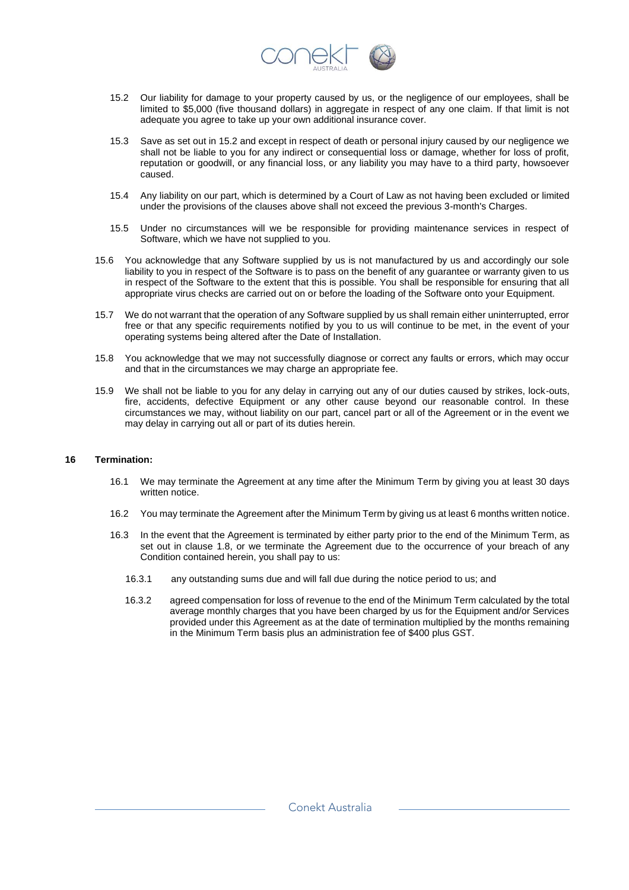15.2 Our liability for damage to your property caused by us, or the negligence of our employees, shall be limited to $5,000 (five thousand dollars) in aggregate in respect of any one claim. If that limit is not adequate you agree to take up your own additional insurance cover.

15.3 Save as set out in 15.2 and except in respect of death or personal injury caused by our negligence we shall not be liable to you for any indirect or consequential loss or damage, whether for loss of profit, reputation or goodwill, or any financial loss, or any liability you may have to a third party, howsoever caused.

15.4 Any liability on our part, which is determined by a Court of Law as not having been excluded or limited under the provisions of the clauses above shall not exceed the previous 3-month's Charges.

15.5 Under no circumstances will we be responsible for providing maintenance services in respect of Software, which we have not supplied to you.

15.6 You acknowledge that any Software supplied by us is not manufactured by us and accordingly our sole liability to you in respect of the Software is to pass on the benefit of any guarantee or warranty given to us in respect of the Software to the extent that this is possible. You shall be responsible for ensuring that all appropriate virus checks are carried out on or before the loading of the Software onto your Equipment.

15.7 We do not warrant that the operation of any Software supplied by us shall remain either uninterrupted, error free or that any specific requirements notified by you to us will continue to be met, in the event of your operating systems being altered after the Date of Installation.

15.8 You acknowledge that we may not successfully diagnose or correct any faults or errors, which may occur and that in the circumstances we may charge an appropriate fee.

15.9 We shall not be liable to you for any delay in carrying out any of our duties caused by strikes, lock-outs, fire, accidents, defective Equipment or any other cause beyond our reasonable control. In these circumstances we may, without liability on our part, cancel part or all of the Agreement or in the event we may delay in carrying out all or part of its duties herein.

## 16 Termination:

16.1 We may terminate the Agreement at any time after the Minimum Term by giving you at least 30 days written notice.

16.2 You may terminate the Agreement after the Minimum Term by giving us at least 6 months written notice.

16.3 In the event that the Agreement is terminated by either party prior to the end of the Minimum Term, as set out in clause 1.8, or we terminate the Agreement due to the occurrence of your breach of any Condition contained herein, you shall pay to us:

16.3.1 any outstanding sums due and will fall due during the notice period to us; and

16.3.2 agreed compensation for loss of revenue to the end of the Minimum Term calculated by the total average monthly charges that you have been charged by us for the Equipment and/or Services provided under this Agreement as at the date of termination multiplied by the months remaining in the Minimum Term basis plus an administration fee of $400 plus GST.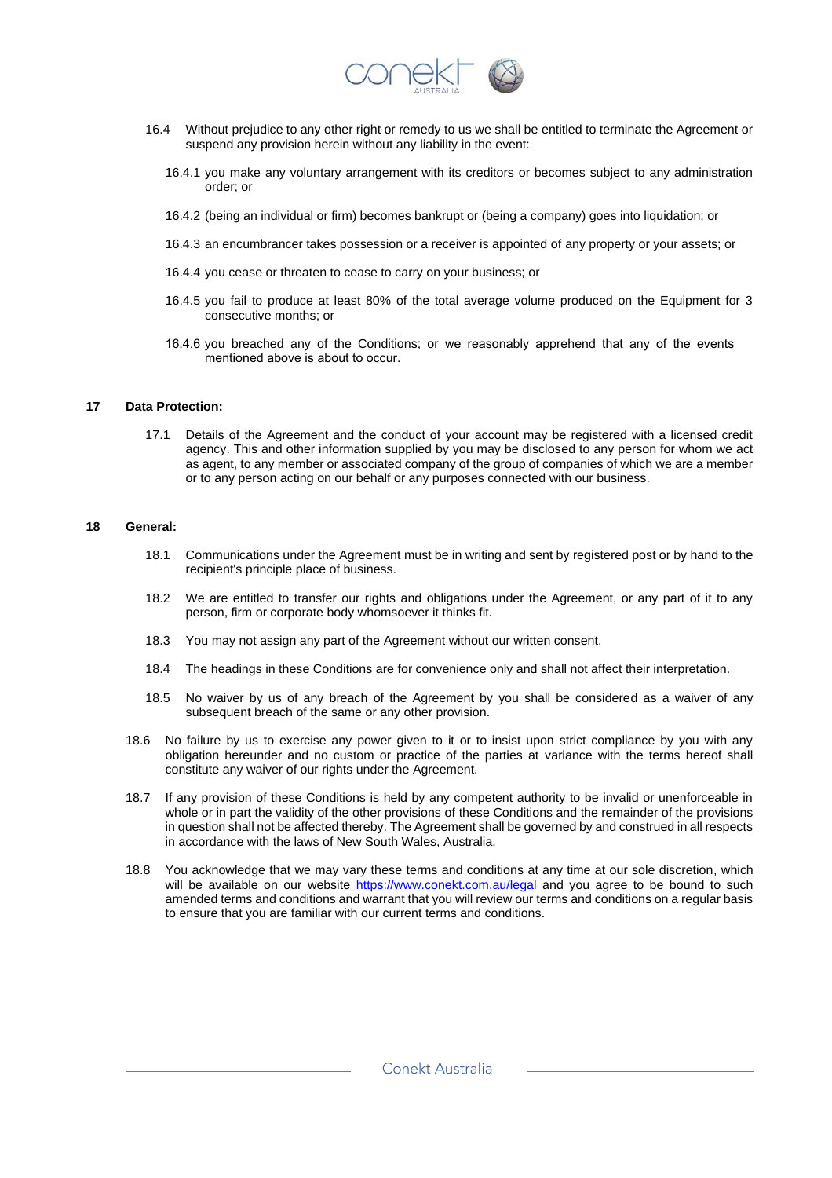16.4 Without prejudice to any other right or remedy to us we shall be entitled to terminate the Agreement or suspend any provision herein without any liability in the event:

16.4.1 you make any voluntary arrangement with its creditors or becomes subject to any administration order; or

16.4.2 (being an individual or firm) becomes bankrupt or (being a company) goes into liquidation; or

16.4.3 an encumbrancer takes possession or a receiver is appointed of any property or your assets; or

16.4.4 you cease or threaten to cease to carry on your business; or

16.4.5 you fail to produce at least 80% of the total average volume produced on the Equipment for 3 consecutive months; or

16.4.6 you breached any of the Conditions; or we reasonably apprehend that any of the events mentioned above is about to occur.

**17 Data Protection:**

17.1 Details of the Agreement and the conduct of your account may be registered with a licensed credit agency. This and other information supplied by you may be disclosed to any person for whom we act as agent, to any member or associated company of the group of companies of which we are a member or to any person acting on our behalf or any purposes connected with our business.

**18 General:**

18.1 Communications under the Agreement must be in writing and sent by registered post or by hand to the recipient's principle place of business.

18.2 We are entitled to transfer our rights and obligations under the Agreement, or any part of it to any person, firm or corporate body whomsoever it thinks fit.

18.3 You may not assign any part of the Agreement without our written consent.

18.4 The headings in these Conditions are for convenience only and shall not affect their interpretation.

18.5 No waiver by us of any breach of the Agreement by you shall be considered as a waiver of any subsequent breach of the same or any other provision.

18.6 No failure by us to exercise any power given to it or to insist upon strict compliance by you with any obligation hereunder and no custom or practice of the parties at variance with the terms hereof shall constitute any waiver of our rights under the Agreement.

18.7 If any provision of these Conditions is held by any competent authority to be invalid or unenforceable in whole or in part the validity of the other provisions of these Conditions and the remainder of the provisions in question shall not be affected thereby. The Agreement shall be governed by and construed in all respects in accordance with the laws of New South Wales, Australia.

18.8 You acknowledge that we may vary these terms and conditions at any time at our sole discretion, which will be available on our website [https://www.conekt.com.au/legal](https://www.conekt.com.au/legal) and you agree to be bound to such amended terms and conditions and warrant that you will review our terms and conditions on a regular basis to ensure that you are familiar with our current terms and conditions.